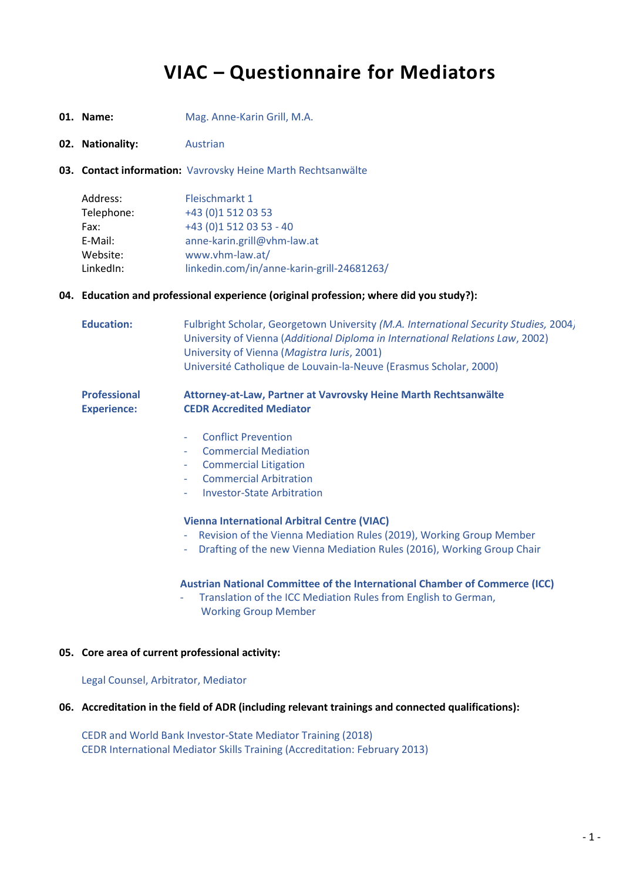# VIAC – Questionnaire for Mediators

**01. Name:** Mag. Anne-Karin Grill, M.A.

**02. Nationality:** Austrian

**03. Contact information:** Vavrovsky Heine Marth Rechtsanwälte

| | |
|---|---|
| Address: | Fleischmarkt 1 |
| Telephone: | +43 (0)1 512 03 53 |
| Fax: | +43 (0)1 512 03 53 - 40 |
| E-Mail: | anne-karin.grill@vhm-law.at |
| Website: | www.vhm-law.at/ |
| LinkedIn: | linkedin.com/in/anne-karin-grill-24681263/ |

**04. Education and professional experience (original profession; where did you study?):**

**Education:**

Fulbright Scholar, Georgetown University (*M.A. International Security Studies*, 2004)
University of Vienna (*Additional Diploma in International Relations Law*, 2002)
University of Vienna (*Magistra Iuris*, 2001)
Université Catholique de Louvain-la-Neuve (Erasmus Scholar, 2000)

**Professional Experience:**

**Attorney-at-Law, Partner at Vavrovsky Heine Marth Rechtsanwälte**
**CEDR Accredited Mediator**

- Conflict Prevention
- Commercial Mediation
- Commercial Litigation
- Commercial Arbitration
- Investor-State Arbitration

**Vienna International Arbitral Centre (VIAC)**

- Revision of the Vienna Mediation Rules (2019), Working Group Member
- Drafting of the new Vienna Mediation Rules (2016), Working Group Chair

**Austrian National Committee of the International Chamber of Commerce (ICC)**

- Translation of the ICC Mediation Rules from English to German, Working Group Member

**05. Core area of current professional activity:**

Legal Counsel, Arbitrator, Mediator

**06. Accreditation in the field of ADR (including relevant trainings and connected qualifications):**

CEDR and World Bank Investor-State Mediator Training (2018)
CEDR International Mediator Skills Training (Accreditation: February 2013)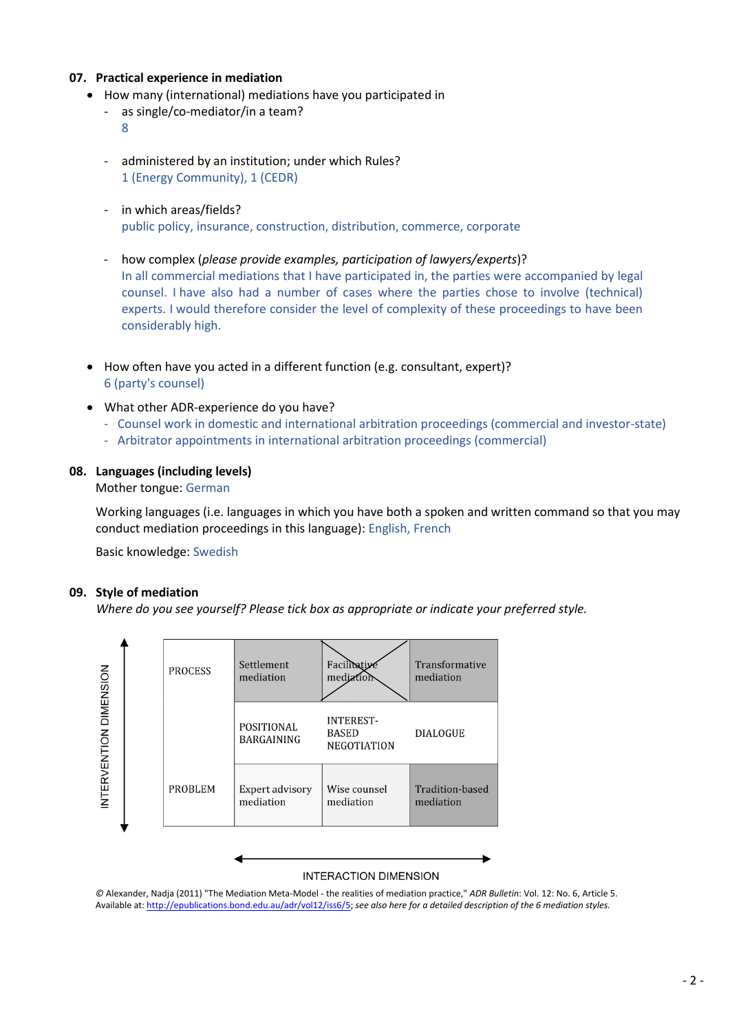## 07. Practical experience in mediation

- How many (international) mediations have you participated in
  - as single/co-mediator/in a team?
    8
  - administered by an institution; under which Rules?
    1 (Energy Community), 1 (CEDR)
  - in which areas/fields?
    public policy, insurance, construction, distribution, commerce, corporate
  - how complex (*please provide examples, participation of lawyers/experts*)?
    In all commercial mediations that I have participated in, the parties were accompanied by legal counsel. I have also had a number of cases where the parties chose to involve (technical) experts. I would therefore consider the level of complexity of these proceedings to have been considerably high.
- How often have you acted in a different function (e.g. consultant, expert)?
  6 (party's counsel)
- What other ADR-experience do you have?
  - Counsel work in domestic and international arbitration proceedings (commercial and investor-state)
  - Arbitrator appointments in international arbitration proceedings (commercial)

## 08. Languages (including levels)

Mother tongue: German

Working languages (i.e. languages in which you have both a spoken and written command so that you may conduct mediation proceedings in this language): English, French

Basic knowledge: Swedish

## 09. Style of mediation

*Where do you see yourself? Please tick box as appropriate or indicate your preferred style.*

| INTERVENTION DIMENSION | | | |
|---|---|---|---|
| PROCESS | Settlement mediation | Facilitative mediation (X) | Transformative mediation |
| | POSITIONAL BARGAINING | INTEREST-BASED NEGOTIATION | DIALOGUE |
| PROBLEM | Expert advisory mediation | Wise counsel mediation | Tradition-based mediation |

INTERACTION DIMENSION

© Alexander, Nadja (2011) "The Mediation Meta-Model - the realities of mediation practice," *ADR Bulletin*: Vol. 12: No. 6, Article 5. Available at: http://epublications.bond.edu.au/adr/vol12/iss6/5; *see also here for a detailed description of the 6 mediation styles.*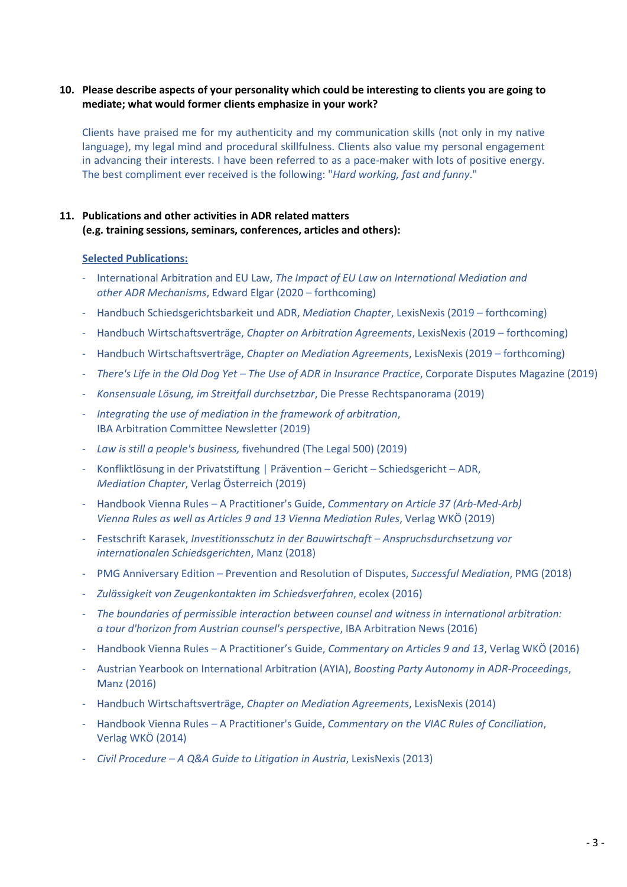**10. Please describe aspects of your personality which could be interesting to clients you are going to mediate; what would former clients emphasize in your work?**

Clients have praised me for my authenticity and my communication skills (not only in my native language), my legal mind and procedural skillfulness. Clients also value my personal engagement in advancing their interests. I have been referred to as a pace-maker with lots of positive energy. The best compliment ever received is the following: "*Hard working, fast and funny*."

**11. Publications and other activities in ADR related matters (e.g. training sessions, seminars, conferences, articles and others):**

**Selected Publications:**

- International Arbitration and EU Law, *The Impact of EU Law on International Mediation and other ADR Mechanisms*, Edward Elgar (2020 – forthcoming)
- Handbuch Schiedsgerichtsbarkeit und ADR, *Mediation Chapter*, LexisNexis (2019 – forthcoming)
- Handbuch Wirtschaftsverträge, *Chapter on Arbitration Agreements*, LexisNexis (2019 – forthcoming)
- Handbuch Wirtschaftsverträge, *Chapter on Mediation Agreements*, LexisNexis (2019 – forthcoming)
- *There's Life in the Old Dog Yet – The Use of ADR in Insurance Practice*, Corporate Disputes Magazine (2019)
- *Konsensuale Lösung, im Streitfall durchsetzbar*, Die Presse Rechtspanorama (2019)
- *Integrating the use of mediation in the framework of arbitration*, IBA Arbitration Committee Newsletter (2019)
- *Law is still a people's business,* fivehundred (The Legal 500) (2019)
- Konfliktlösung in der Privatstiftung | Prävention – Gericht – Schiedsgericht – ADR, *Mediation Chapter*, Verlag Österreich (2019)
- Handbook Vienna Rules – A Practitioner's Guide, *Commentary on Article 37 (Arb-Med-Arb) Vienna Rules as well as Articles 9 and 13 Vienna Mediation Rules*, Verlag WKÖ (2019)
- Festschrift Karasek, *Investitionsschutz in der Bauwirtschaft – Anspruchsdurchsetzung vor internationalen Schiedsgerichten*, Manz (2018)
- PMG Anniversary Edition – Prevention and Resolution of Disputes, *Successful Mediation*, PMG (2018)
- *Zulässigkeit von Zeugenkontakten im Schiedsverfahren*, ecolex (2016)
- *The boundaries of permissible interaction between counsel and witness in international arbitration: a tour d'horizon from Austrian counsel's perspective*, IBA Arbitration News (2016)
- Handbook Vienna Rules – A Practitioner's Guide, *Commentary on Articles 9 and 13*, Verlag WKÖ (2016)
- Austrian Yearbook on International Arbitration (AYIA), *Boosting Party Autonomy in ADR-Proceedings*, Manz (2016)
- Handbuch Wirtschaftsverträge, *Chapter on Mediation Agreements*, LexisNexis (2014)
- Handbook Vienna Rules – A Practitioner's Guide, *Commentary on the VIAC Rules of Conciliation*, Verlag WKÖ (2014)
- *Civil Procedure – A Q&A Guide to Litigation in Austria*, LexisNexis (2013)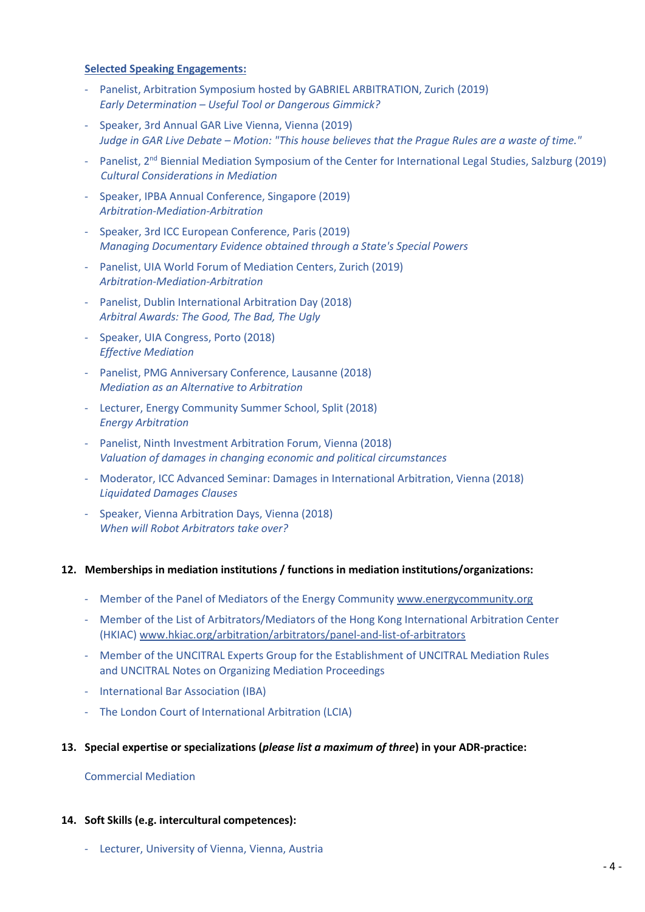**Selected Speaking Engagements:**

- Panelist, Arbitration Symposium hosted by GABRIEL ARBITRATION, Zurich (2019)
  *Early Determination – Useful Tool or Dangerous Gimmick?*
- Speaker, 3rd Annual GAR Live Vienna, Vienna (2019)
  *Judge in GAR Live Debate – Motion: "This house believes that the Prague Rules are a waste of time."*
- Panelist, 2nd Biennial Mediation Symposium of the Center for International Legal Studies, Salzburg (2019)
  *Cultural Considerations in Mediation*
- Speaker, IPBA Annual Conference, Singapore (2019)
  *Arbitration-Mediation-Arbitration*
- Speaker, 3rd ICC European Conference, Paris (2019)
  *Managing Documentary Evidence obtained through a State's Special Powers*
- Panelist, UIA World Forum of Mediation Centers, Zurich (2019)
  *Arbitration-Mediation-Arbitration*
- Panelist, Dublin International Arbitration Day (2018)
  *Arbitral Awards: The Good, The Bad, The Ugly*
- Speaker, UIA Congress, Porto (2018)
  *Effective Mediation*
- Panelist, PMG Anniversary Conference, Lausanne (2018)
  *Mediation as an Alternative to Arbitration*
- Lecturer, Energy Community Summer School, Split (2018)
  *Energy Arbitration*
- Panelist, Ninth Investment Arbitration Forum, Vienna (2018)
  *Valuation of damages in changing economic and political circumstances*
- Moderator, ICC Advanced Seminar: Damages in International Arbitration, Vienna (2018)
  *Liquidated Damages Clauses*
- Speaker, Vienna Arbitration Days, Vienna (2018)
  *When will Robot Arbitrators take over?*

**12. Memberships in mediation institutions / functions in mediation institutions/organizations:**

- Member of the Panel of Mediators of the Energy Community www.energycommunity.org
- Member of the List of Arbitrators/Mediators of the Hong Kong International Arbitration Center (HKIAC) www.hkiac.org/arbitration/arbitrators/panel-and-list-of-arbitrators
- Member of the UNCITRAL Experts Group for the Establishment of UNCITRAL Mediation Rules and UNCITRAL Notes on Organizing Mediation Proceedings
- International Bar Association (IBA)
- The London Court of International Arbitration (LCIA)

**13. Special expertise or specializations (*please list a maximum of three*) in your ADR-practice:**

Commercial Mediation

**14. Soft Skills (e.g. intercultural competences):**

- Lecturer, University of Vienna, Vienna, Austria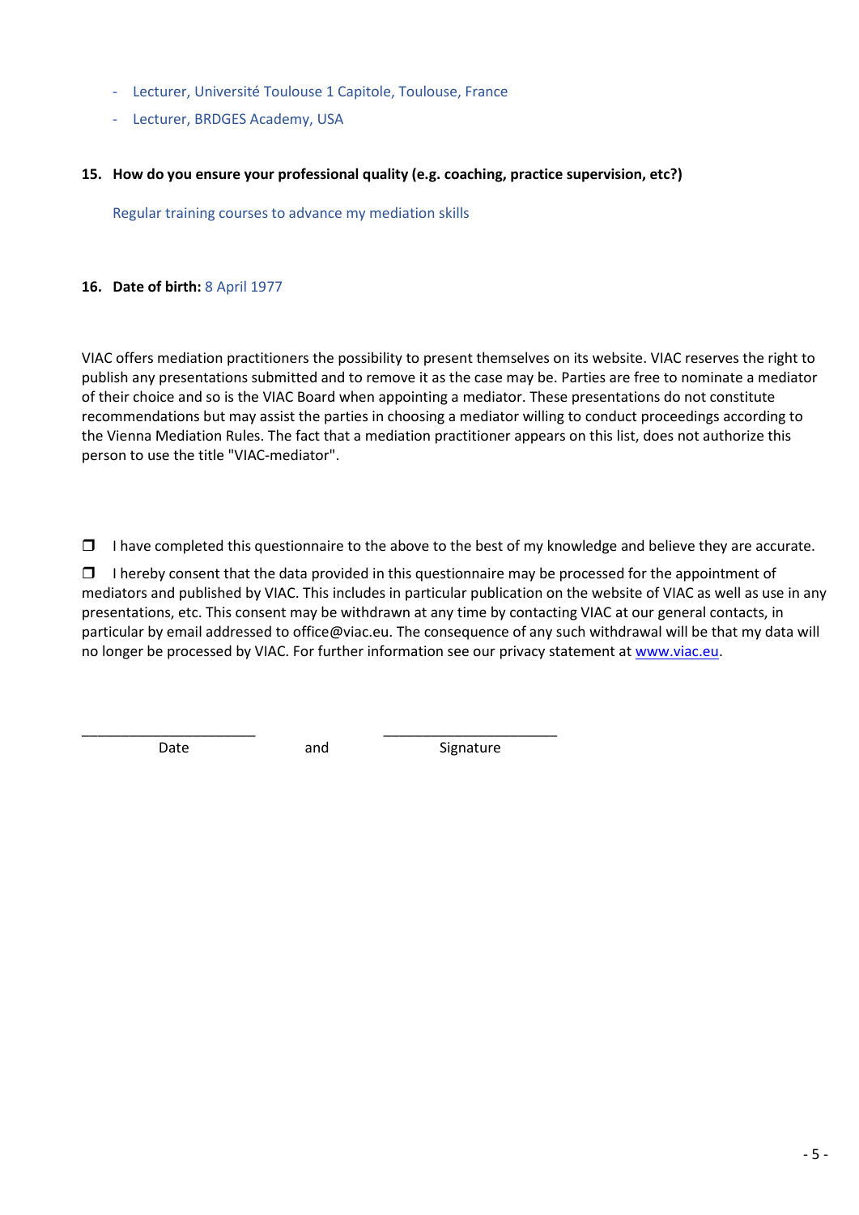- Lecturer, Université Toulouse 1 Capitole, Toulouse, France
- Lecturer, BRDGES Academy, USA

**15. How do you ensure your professional quality (e.g. coaching, practice supervision, etc?)**

Regular training courses to advance my mediation skills

**16. Date of birth:** 8 April 1977

VIAC offers mediation practitioners the possibility to present themselves on its website. VIAC reserves the right to publish any presentations submitted and to remove it as the case may be. Parties are free to nominate a mediator of their choice and so is the VIAC Board when appointing a mediator. These presentations do not constitute recommendations but may assist the parties in choosing a mediator willing to conduct proceedings according to the Vienna Mediation Rules. The fact that a mediation practitioner appears on this list, does not authorize this person to use the title "VIAC-mediator".

❒ I have completed this questionnaire to the above to the best of my knowledge and believe they are accurate.

❒ I hereby consent that the data provided in this questionnaire may be processed for the appointment of mediators and published by VIAC. This includes in particular publication on the website of VIAC as well as use in any presentations, etc. This consent may be withdrawn at any time by contacting VIAC at our general contacts, in particular by email addressed to office@viac.eu. The consequence of any such withdrawal will be that my data will no longer be processed by VIAC. For further information see our privacy statement at www.viac.eu.

______________________ and ______________________

Date Signature